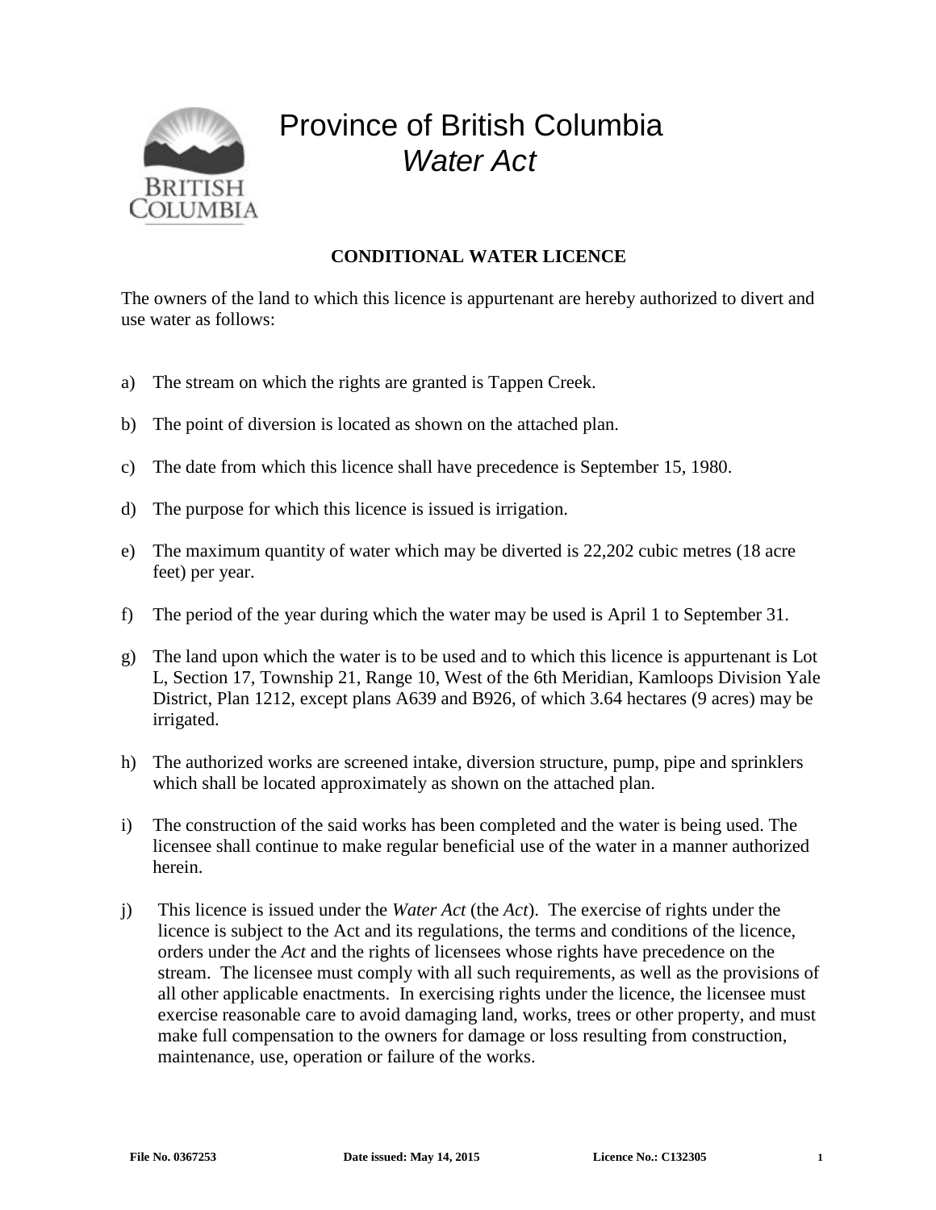# Province of British Columbia
## *Water Act*

**CONDITIONAL WATER LICENCE**

The owners of the land to which this licence is appurtenant are hereby authorized to divert and use water as follows:

a) The stream on which the rights are granted is Tappen Creek.

b) The point of diversion is located as shown on the attached plan.

c) The date from which this licence shall have precedence is September 15, 1980.

d) The purpose for which this licence is issued is irrigation.

e) The maximum quantity of water which may be diverted is 22,202 cubic metres (18 acre feet) per year.

f) The period of the year during which the water may be used is April 1 to September 31.

g) The land upon which the water is to be used and to which this licence is appurtenant is Lot L, Section 17, Township 21, Range 10, West of the 6th Meridian, Kamloops Division Yale District, Plan 1212, except plans A639 and B926, of which 3.64 hectares (9 acres) may be irrigated.

h) The authorized works are screened intake, diversion structure, pump, pipe and sprinklers which shall be located approximately as shown on the attached plan.

i) The construction of the said works has been completed and the water is being used. The licensee shall continue to make regular beneficial use of the water in a manner authorized herein.

j) This licence is issued under the *Water Act* (the *Act*). The exercise of rights under the licence is subject to the Act and its regulations, the terms and conditions of the licence, orders under the *Act* and the rights of licensees whose rights have precedence on the stream. The licensee must comply with all such requirements, as well as the provisions of all other applicable enactments. In exercising rights under the licence, the licensee must exercise reasonable care to avoid damaging land, works, trees or other property, and must make full compensation to the owners for damage or loss resulting from construction, maintenance, use, operation or failure of the works.

**File No. 0367253** **Date issued: May 14, 2015** **Licence No.: C132305**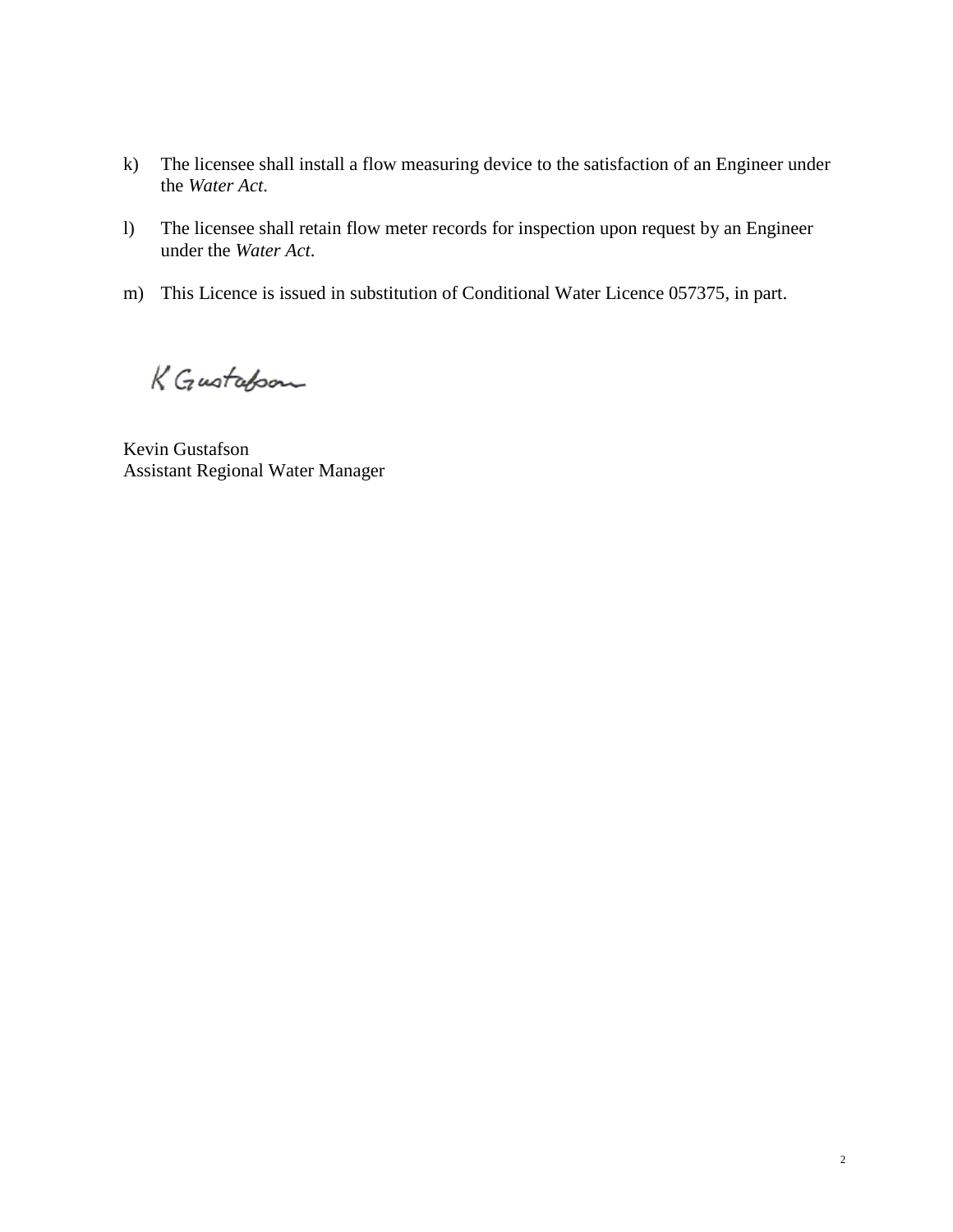k) The licensee shall install a flow measuring device to the satisfaction of an Engineer under the *Water Act*.

l) The licensee shall retain flow meter records for inspection upon request by an Engineer under the *Water Act*.

m) This Licence is issued in substitution of Conditional Water Licence 057375, in part.

K Gustafson

Kevin Gustafson
Assistant Regional Water Manager